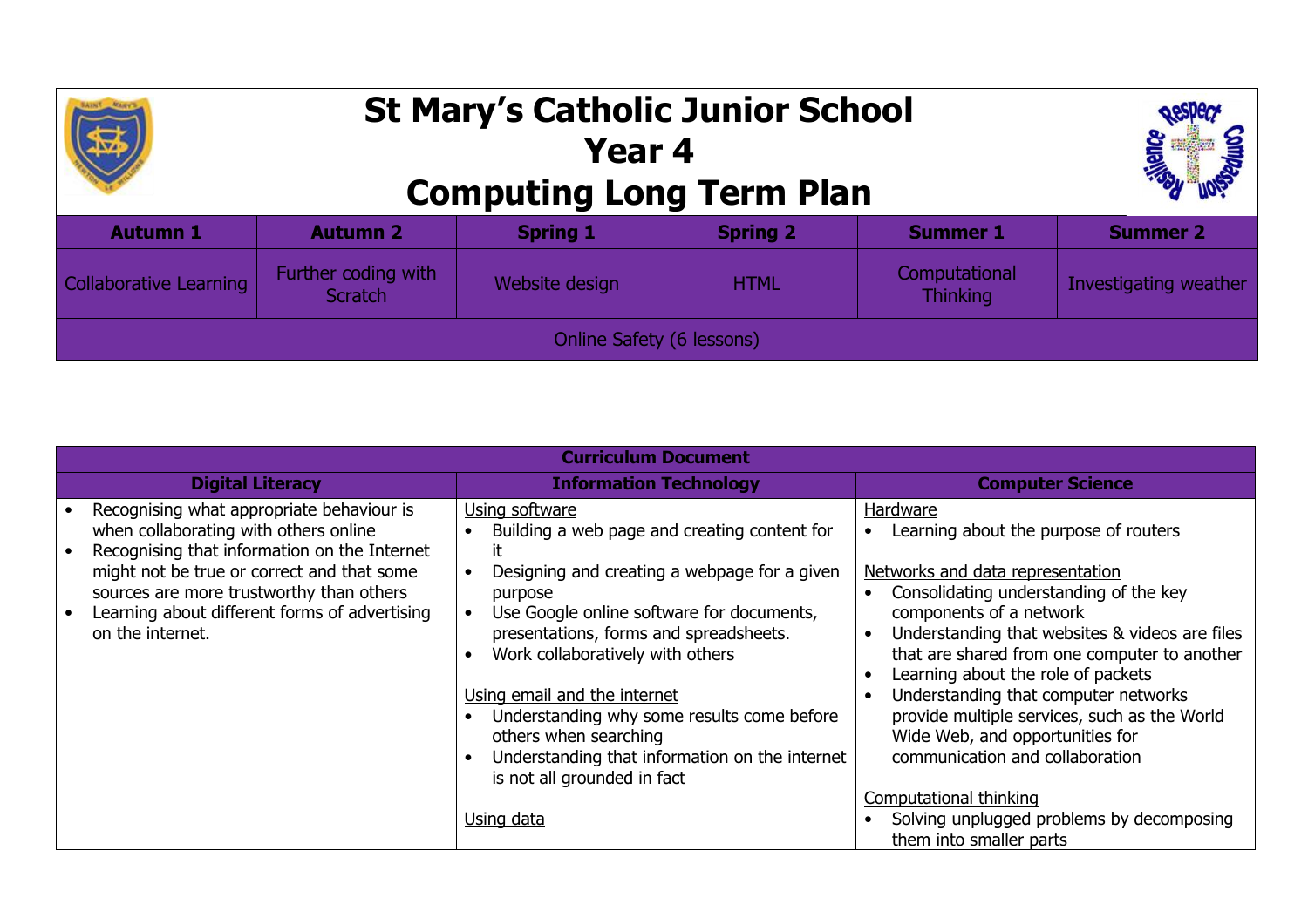# St Mary's Catholic Junior School
# Year 4
# Computing Long Term Plan

| Autumn 1 | Autumn 2 | Spring 1 | Spring 2 | Summer 1 | Summer 2 |
|---|---|---|---|---|---|
| Collaborative Learning | Further coding with Scratch | Website design | HTML | Computational Thinking | Investigating weather |
| Online Safety (6 lessons) | | | | | |

| Curriculum Document | | |
|---|---|---|
| **Digital Literacy** | **Information Technology** | **Computer Science** |
| • Recognising what appropriate behaviour is when collaborating with others online<br>• Recognising that information on the Internet might not be true or correct and that some sources are more trustworthy than others<br>• Learning about different forms of advertising on the internet. | <u>Using software</u><br>• Building a web page and creating content for it<br>• Designing and creating a webpage for a given purpose<br>• Use Google online software for documents, presentations, forms and spreadsheets.<br>• Work collaboratively with others<br><br><u>Using email and the internet</u><br>• Understanding why some results come before others when searching<br>• Understanding that information on the internet is not all grounded in fact<br><br><u>Using data</u> | <u>Hardware</u><br>• Learning about the purpose of routers<br><br><u>Networks and data representation</u><br>• Consolidating understanding of the key components of a network<br>• Understanding that websites & videos are files that are shared from one computer to another<br>• Learning about the role of packets<br>• Understanding that computer networks provide multiple services, such as the World Wide Web, and opportunities for communication and collaboration<br><br><u>Computational thinking</u><br>• Solving unplugged problems by decomposing them into smaller parts |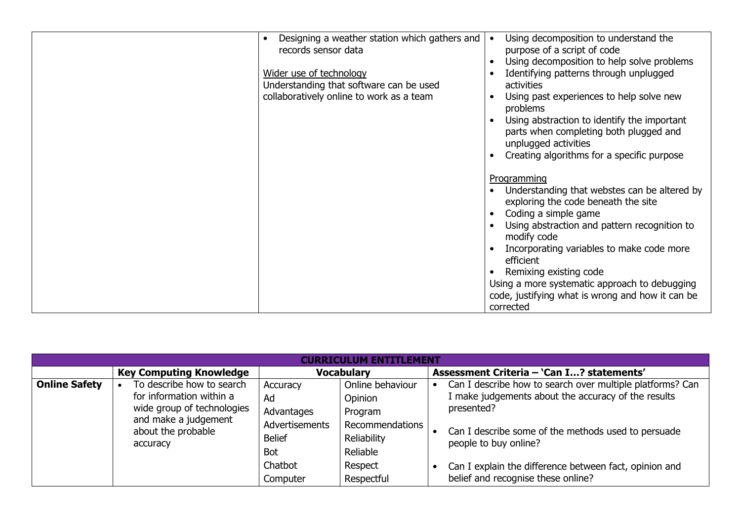| | | |
|---|---|---|
| | • Designing a weather station which gathers and records sensor data<br><br>Wider use of technology<br>Understanding that software can be used collaboratively online to work as a team | • Using decomposition to understand the purpose of a script of code<br>• Using decomposition to help solve problems<br>• Identifying patterns through unplugged activities<br>• Using past experiences to help solve new problems<br>• Using abstraction to identify the important parts when completing both plugged and unplugged activities<br>• Creating algorithms for a specific purpose<br><br>Programming<br>• Understanding that webstes can be altered by exploring the code beneath the site<br>• Coding a simple game<br>• Using abstraction and pattern recognition to modify code<br>• Incorporating variables to make code more efficient<br>• Remixing existing code<br>Using a more systematic approach to debugging code, justifying what is wrong and how it can be corrected |

| **CURRICULUM ENTITLEMENT** | | | | |
|---|---|---|---|---|
| | **Key Computing Knowledge** | **Vocabulary** | | **Assessment Criteria – 'Can I…? statements'** |
| **Online Safety** | • To describe how to search for information within a wide group of technologies and make a judgement about the probable accuracy | Accuracy<br>Ad<br>Advantages<br>Advertisements<br>Belief<br>Bot<br>Chatbot<br>Computer | Online behaviour<br>Opinion<br>Program<br>Recommendations<br>Reliability<br>Reliable<br>Respect<br>Respectful | • Can I describe how to search over multiple platforms? Can I make judgements about the accuracy of the results presented?<br>• Can I describe some of the methods used to persuade people to buy online?<br>• Can I explain the difference between fact, opinion and belief and recognise these online? |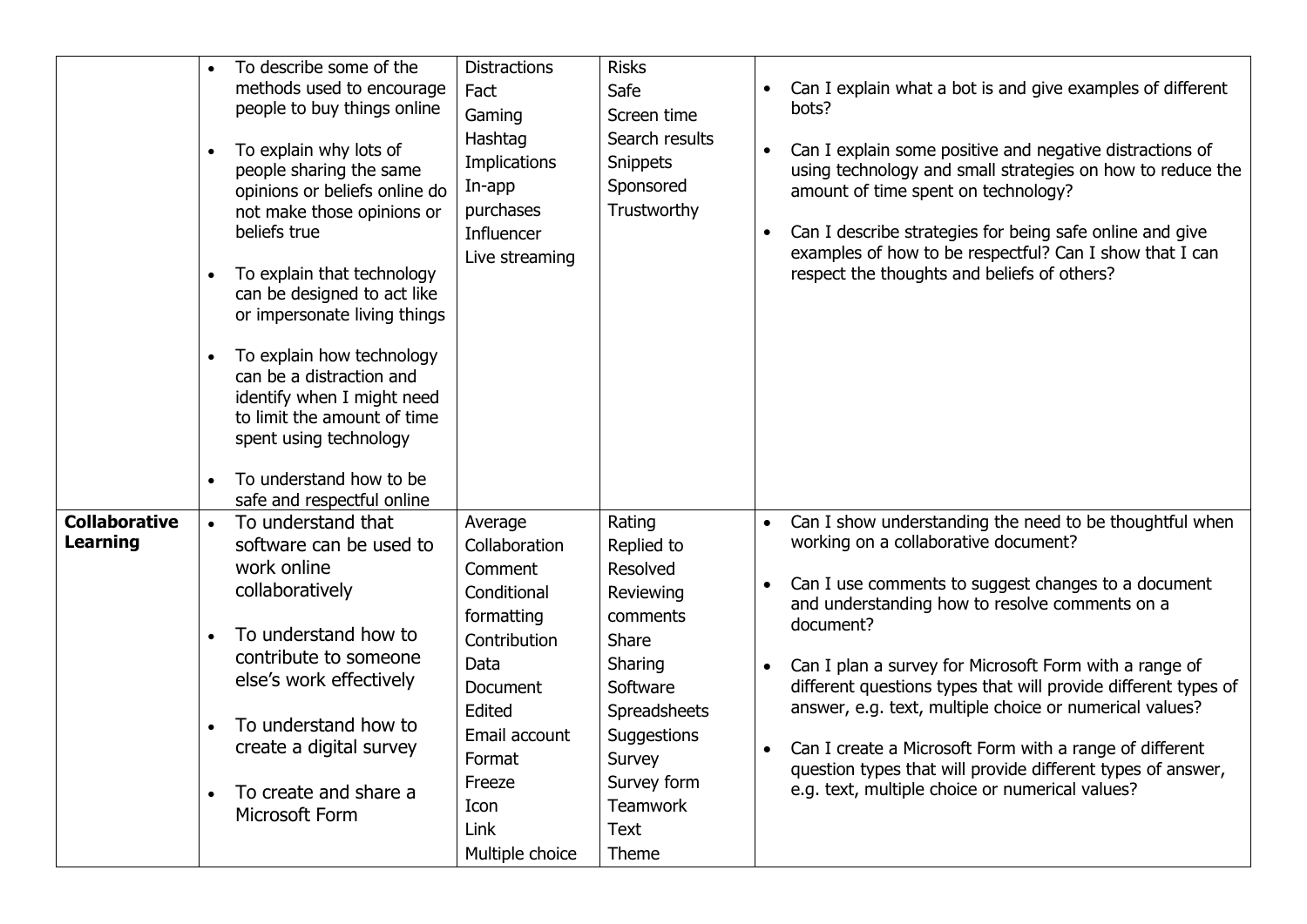| | | | | |
|---|---|---|---|---|
| | • To describe some of the methods used to encourage people to buy things online<br><br>• To explain why lots of people sharing the same opinions or beliefs online do not make those opinions or beliefs true<br><br>• To explain that technology can be designed to act like or impersonate living things<br><br>• To explain how technology can be a distraction and identify when I might need to limit the amount of time spent using technology<br><br>• To understand how to be safe and respectful online | Distractions<br>Fact<br>Gaming<br>Hashtag<br>Implications<br>In-app purchases<br>Influencer<br>Live streaming | Risks<br>Safe<br>Screen time<br>Search results<br>Snippets<br>Sponsored<br>Trustworthy | • Can I explain what a bot is and give examples of different bots?<br><br>• Can I explain some positive and negative distractions of using technology and small strategies on how to reduce the amount of time spent on technology?<br><br>• Can I describe strategies for being safe online and give examples of how to be respectful? Can I show that I can respect the thoughts and beliefs of others? |
| **Collaborative Learning** | • To understand that software can be used to work online collaboratively<br><br>• To understand how to contribute to someone else's work effectively<br><br>• To understand how to create a digital survey<br><br>• To create and share a Microsoft Form | Average<br>Collaboration<br>Comment<br>Conditional formatting<br>Contribution<br>Data<br>Document<br>Edited<br>Email account<br>Format<br>Freeze<br>Icon<br>Link<br>Multiple choice | Rating<br>Replied to<br>Resolved<br>Reviewing comments<br>Share<br>Sharing<br>Software<br>Spreadsheets<br>Suggestions<br>Survey<br>Survey form<br>Teamwork<br>Text<br>Theme | • Can I show understanding the need to be thoughtful when working on a collaborative document?<br><br>• Can I use comments to suggest changes to a document and understanding how to resolve comments on a document?<br><br>• Can I plan a survey for Microsoft Form with a range of different questions types that will provide different types of answer, e.g. text, multiple choice or numerical values?<br><br>• Can I create a Microsoft Form with a range of different question types that will provide different types of answer, e.g. text, multiple choice or numerical values? |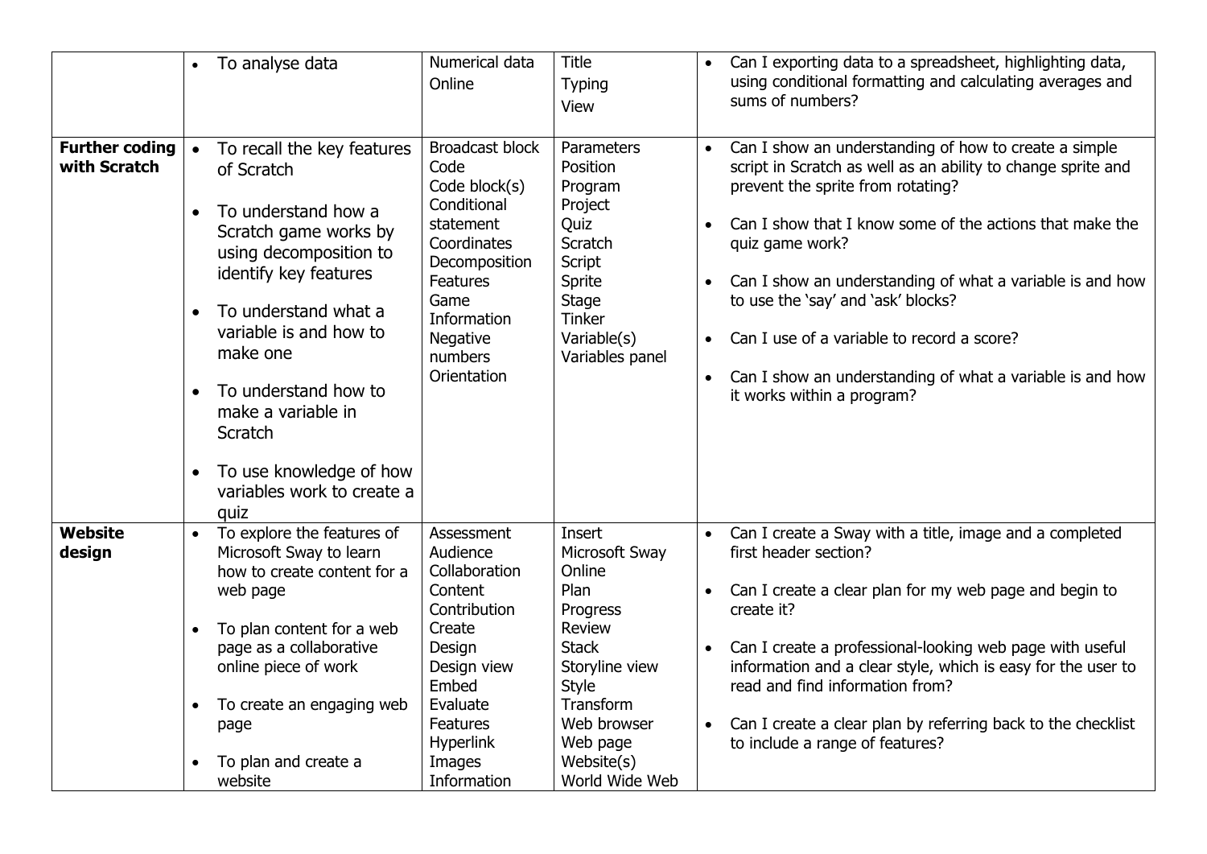| | | | | |
|---|---|---|---|---|
| | • To analyse data | Numerical data<br>Online | Title<br>Typing<br>View | • Can I exporting data to a spreadsheet, highlighting data, using conditional formatting and calculating averages and sums of numbers? |
| **Further coding with Scratch** | • To recall the key features of Scratch<br><br>• To understand how a Scratch game works by using decomposition to identify key features<br><br>• To understand what a variable is and how to make one<br><br>• To understand how to make a variable in Scratch<br><br>• To use knowledge of how variables work to create a quiz | Broadcast block<br>Code<br>Code block(s)<br>Conditional statement<br>Coordinates<br>Decomposition<br>Features<br>Game<br>Information<br>Negative numbers<br>Orientation | Parameters<br>Position<br>Program<br>Project<br>Quiz<br>Scratch<br>Script<br>Sprite<br>Stage<br>Tinker<br>Variable(s)<br>Variables panel | • Can I show an understanding of how to create a simple script in Scratch as well as an ability to change sprite and prevent the sprite from rotating?<br><br>• Can I show that I know some of the actions that make the quiz game work?<br><br>• Can I show an understanding of what a variable is and how to use the 'say' and 'ask' blocks?<br><br>• Can I use of a variable to record a score?<br><br>• Can I show an understanding of what a variable is and how it works within a program? |
| **Website design** | • To explore the features of Microsoft Sway to learn how to create content for a web page<br><br>• To plan content for a web page as a collaborative online piece of work<br><br>• To create an engaging web page<br><br>• To plan and create a website | Assessment<br>Audience<br>Collaboration<br>Content<br>Contribution<br>Create<br>Design<br>Design view<br>Embed<br>Evaluate<br>Features<br>Hyperlink<br>Images<br>Information | Insert<br>Microsoft Sway<br>Online<br>Plan<br>Progress<br>Review<br>Stack<br>Storyline view<br>Style<br>Transform<br>Web browser<br>Web page<br>Website(s)<br>World Wide Web | • Can I create a Sway with a title, image and a completed first header section?<br><br>• Can I create a clear plan for my web page and begin to create it?<br><br>• Can I create a professional-looking web page with useful information and a clear style, which is easy for the user to read and find information from?<br><br>• Can I create a clear plan by referring back to the checklist to include a range of features? |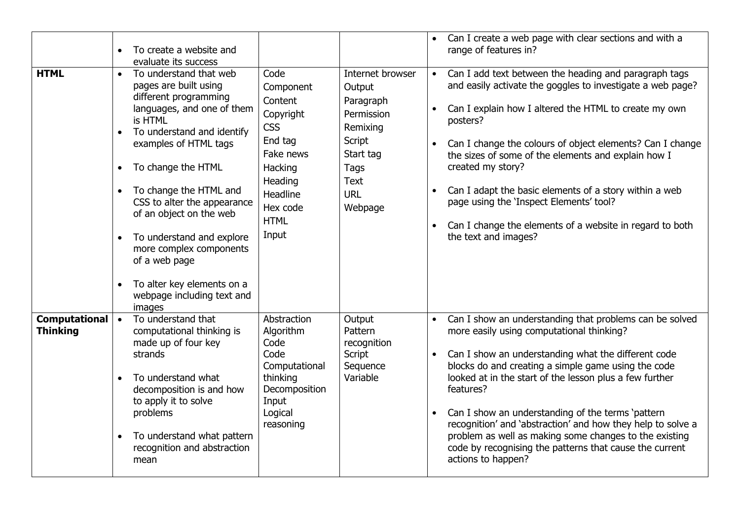| | | | | |
|---|---|---|---|---|
| | • To create a website and evaluate its success | | | • Can I create a web page with clear sections and with a range of features in? |
| **HTML** | • To understand that web pages are built using different programming languages, and one of them is HTML<br>• To understand and identify examples of HTML tags<br>• To change the HTML<br>• To change the HTML and CSS to alter the appearance of an object on the web<br>• To understand and explore more complex components of a web page<br>• To alter key elements on a webpage including text and images | Code<br>Component<br>Content<br>Copyright<br>CSS<br>End tag<br>Fake news<br>Hacking<br>Heading<br>Headline<br>Hex code<br>HTML<br>Input | Internet browser<br>Output<br>Paragraph<br>Permission<br>Remixing<br>Script<br>Start tag<br>Tags<br>Text<br>URL<br>Webpage | • Can I add text between the heading and paragraph tags and easily activate the goggles to investigate a web page?<br>• Can I explain how I altered the HTML to create my own posters?<br>• Can I change the colours of object elements? Can I change the sizes of some of the elements and explain how I created my story?<br>• Can I adapt the basic elements of a story within a web page using the 'Inspect Elements' tool?<br>• Can I change the elements of a website in regard to both the text and images? |
| **Computational Thinking** | • To understand that computational thinking is made up of four key strands<br>• To understand what decomposition is and how to apply it to solve problems<br>• To understand what pattern recognition and abstraction mean | Abstraction<br>Algorithm<br>Code<br>Code<br>Computational thinking<br>Decomposition<br>Input<br>Logical reasoning | Output<br>Pattern recognition<br>Script<br>Sequence<br>Variable | • Can I show an understanding that problems can be solved more easily using computational thinking?<br>• Can I show an understanding what the different code blocks do and creating a simple game using the code looked at in the start of the lesson plus a few further features?<br>• Can I show an understanding of the terms 'pattern recognition' and 'abstraction' and how they help to solve a problem as well as making some changes to the existing code by recognising the patterns that cause the current actions to happen? |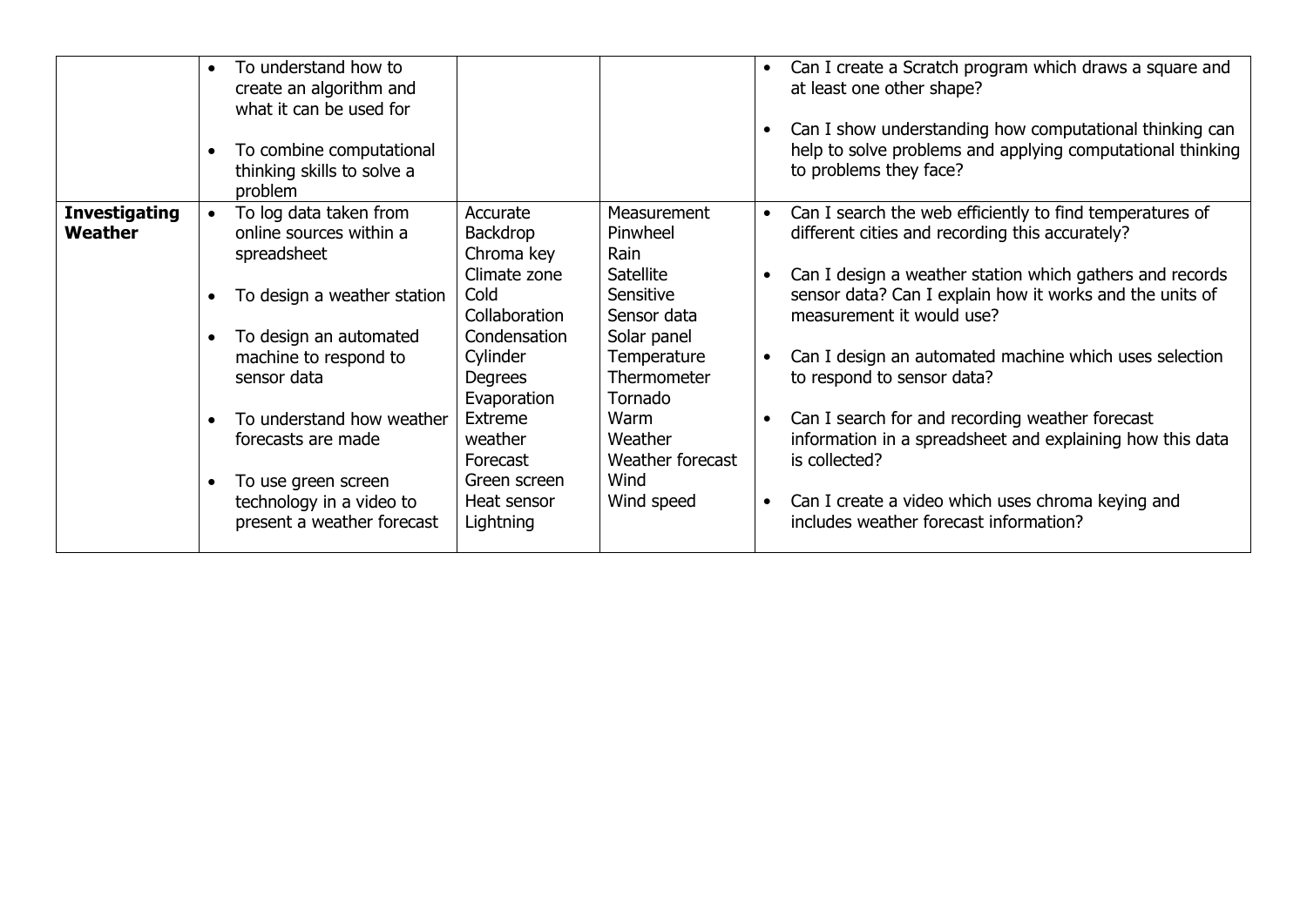| | | | | |
|---|---|---|---|---|
| | • To understand how to create an algorithm and what it can be used for<br><br>• To combine computational thinking skills to solve a problem | | | • Can I create a Scratch program which draws a square and at least one other shape?<br><br>• Can I show understanding how computational thinking can help to solve problems and applying computational thinking to problems they face? |
| **Investigating Weather** | • To log data taken from online sources within a spreadsheet<br><br>• To design a weather station<br><br>• To design an automated machine to respond to sensor data<br><br>• To understand how weather forecasts are made<br><br>• To use green screen technology in a video to present a weather forecast | Accurate<br>Backdrop<br>Chroma key<br>Climate zone<br>Cold<br>Collaboration<br>Condensation<br>Cylinder<br>Degrees<br>Evaporation<br>Extreme weather<br>Forecast<br>Green screen<br>Heat sensor<br>Lightning | Measurement<br>Pinwheel<br>Rain<br>Satellite<br>Sensitive<br>Sensor data<br>Solar panel<br>Temperature<br>Thermometer<br>Tornado<br>Warm<br>Weather<br>Weather forecast<br>Wind<br>Wind speed | • Can I search the web efficiently to find temperatures of different cities and recording this accurately?<br><br>• Can I design a weather station which gathers and records sensor data? Can I explain how it works and the units of measurement it would use?<br><br>• Can I design an automated machine which uses selection to respond to sensor data?<br><br>• Can I search for and recording weather forecast information in a spreadsheet and explaining how this data is collected?<br><br>• Can I create a video which uses chroma keying and includes weather forecast information? |